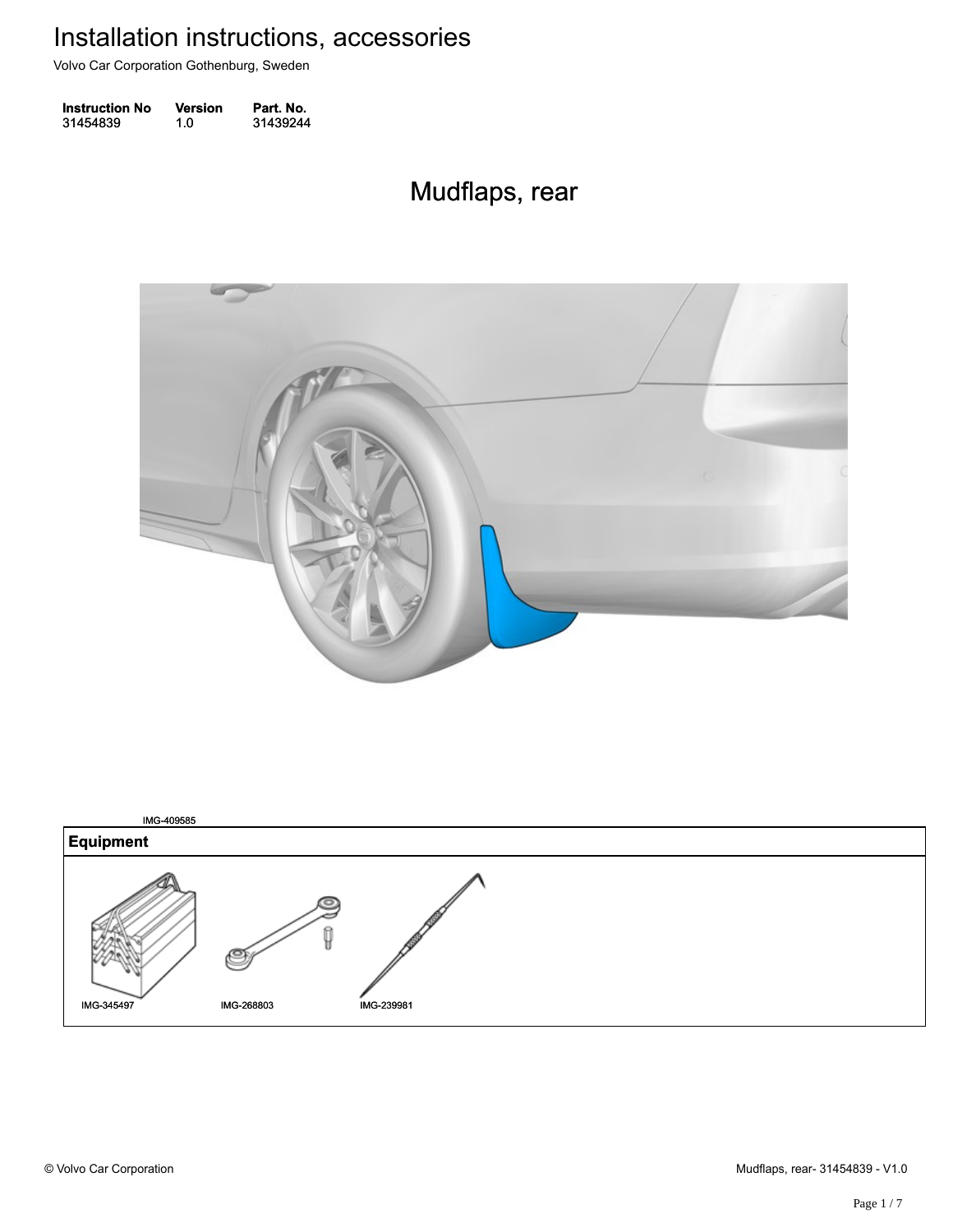# Installation instructions, accessories

Volvo Car Corporation Gothenburg, Sweden

| Instruction No | Version | Part. No. |
| --- | --- | --- |
| 31454839 | 1.0 | 31439244 |

## Mudflaps, rear

IMG-409585

| Equipment |
| --- |
| IMG-345497 IMG-268803 IMG-239981 |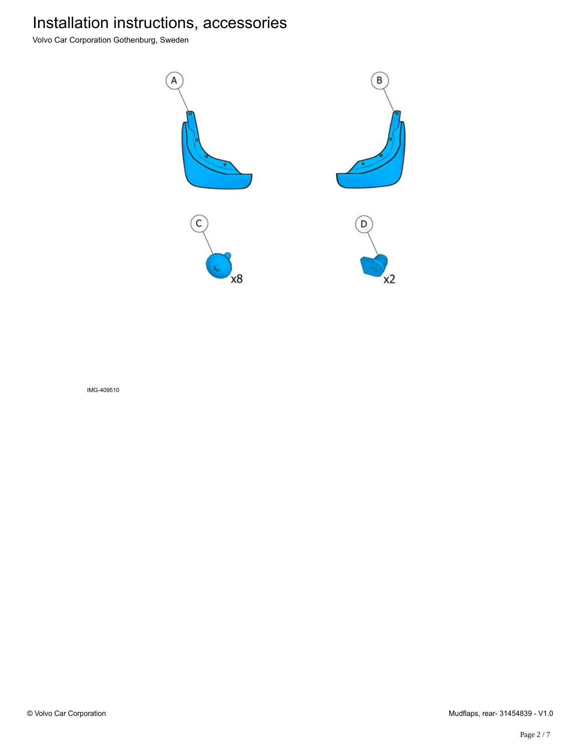# Installation instructions, accessories

Volvo Car Corporation Gothenburg, Sweden

A

B

C

x8

D

x2

IMG-409510

© Volvo Car Corporation

Mudflaps, rear- 31454839 - V1.0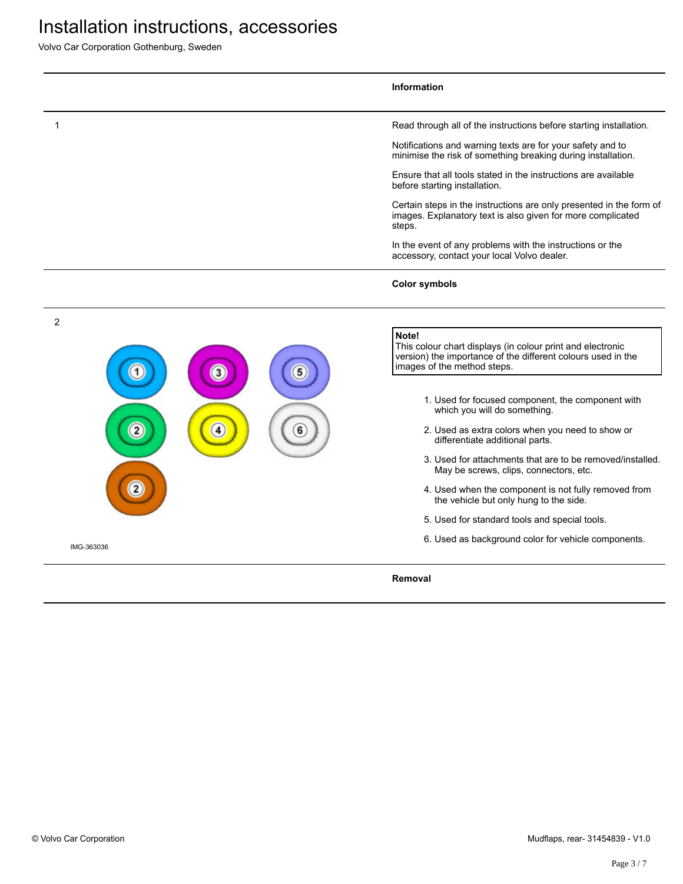# Installation instructions, accessories

Volvo Car Corporation Gothenburg, Sweden

**Information**

1

Read through all of the instructions before starting installation.

Notifications and warning texts are for your safety and to minimise the risk of something breaking during installation.

Ensure that all tools stated in the instructions are available before starting installation.

Certain steps in the instructions are only presented in the form of images. Explanatory text is also given for more complicated steps.

In the event of any problems with the instructions or the accessory, contact your local Volvo dealer.

**Color symbols**

2

IMG-363036

> **Note!**
> This colour chart displays (in colour print and electronic version) the importance of the different colours used in the images of the method steps.

1. Used for focused component, the component with which you will do something.
2. Used as extra colors when you need to show or differentiate additional parts.
3. Used for attachments that are to be removed/installed. May be screws, clips, connectors, etc.
4. Used when the component is not fully removed from the vehicle but only hung to the side.
5. Used for standard tools and special tools.
6. Used as background color for vehicle components.

**Removal**

© Volvo Car Corporation

Mudflaps, rear- 31454839 - V1.0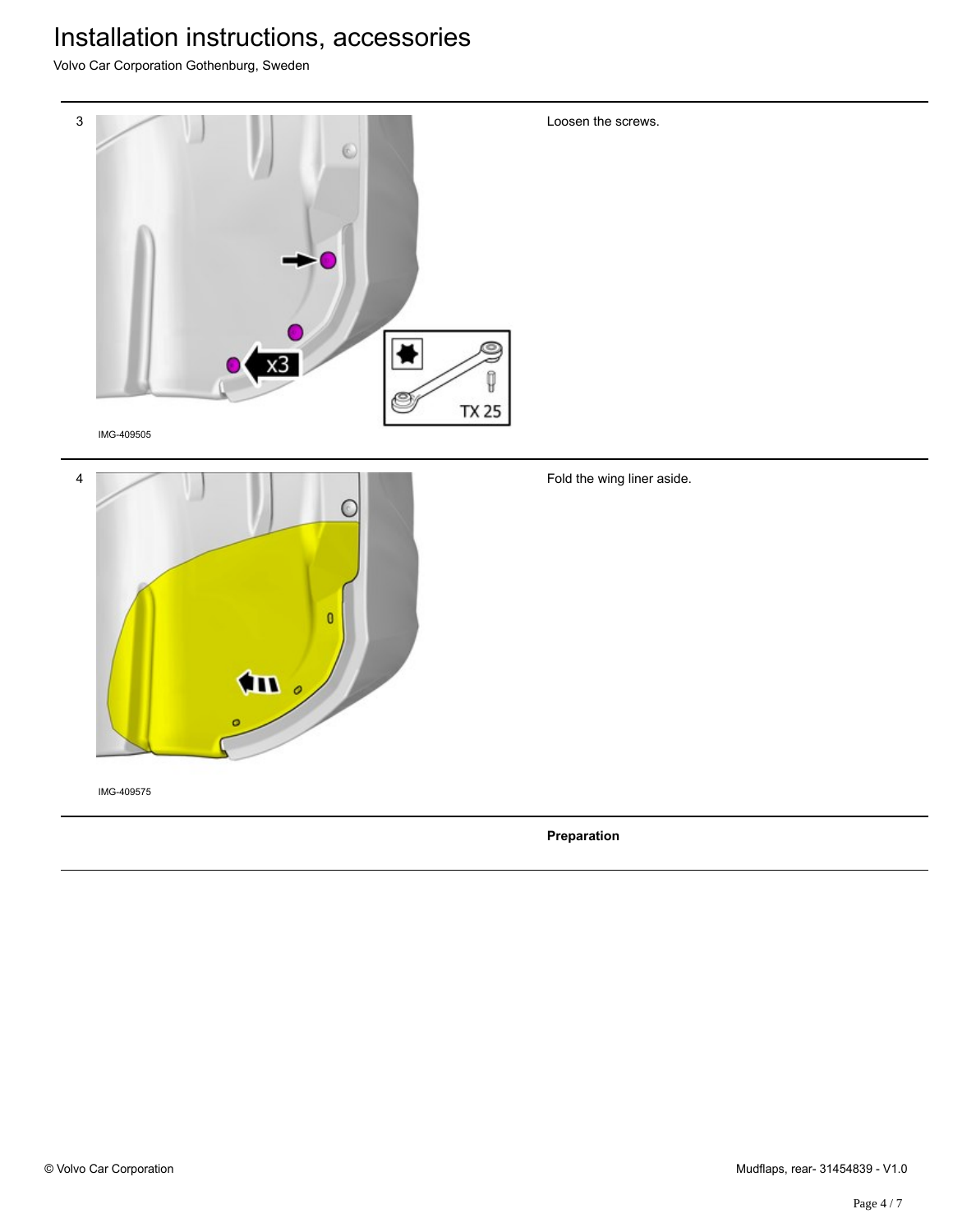3

IMG-409505

Loosen the screws.

4

IMG-409575

Fold the wing liner aside.

**Preparation**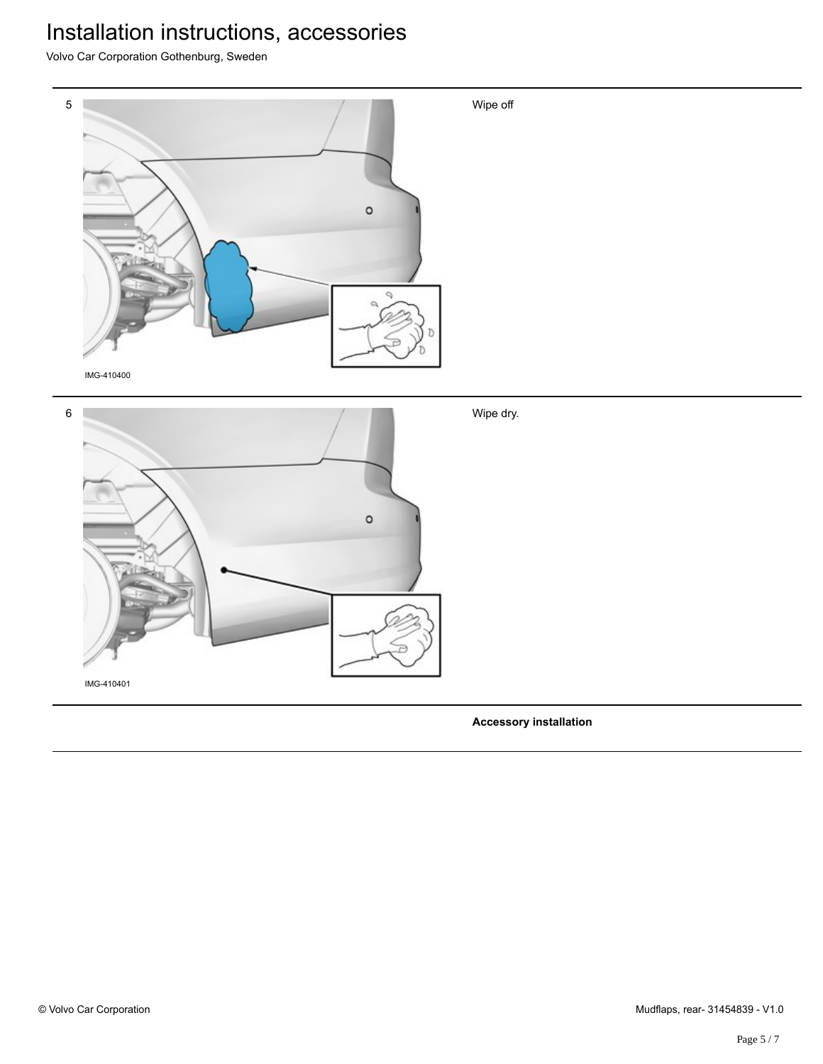5

IMG-410400

Wipe off

6

IMG-410401

Wipe dry.

**Accessory installation**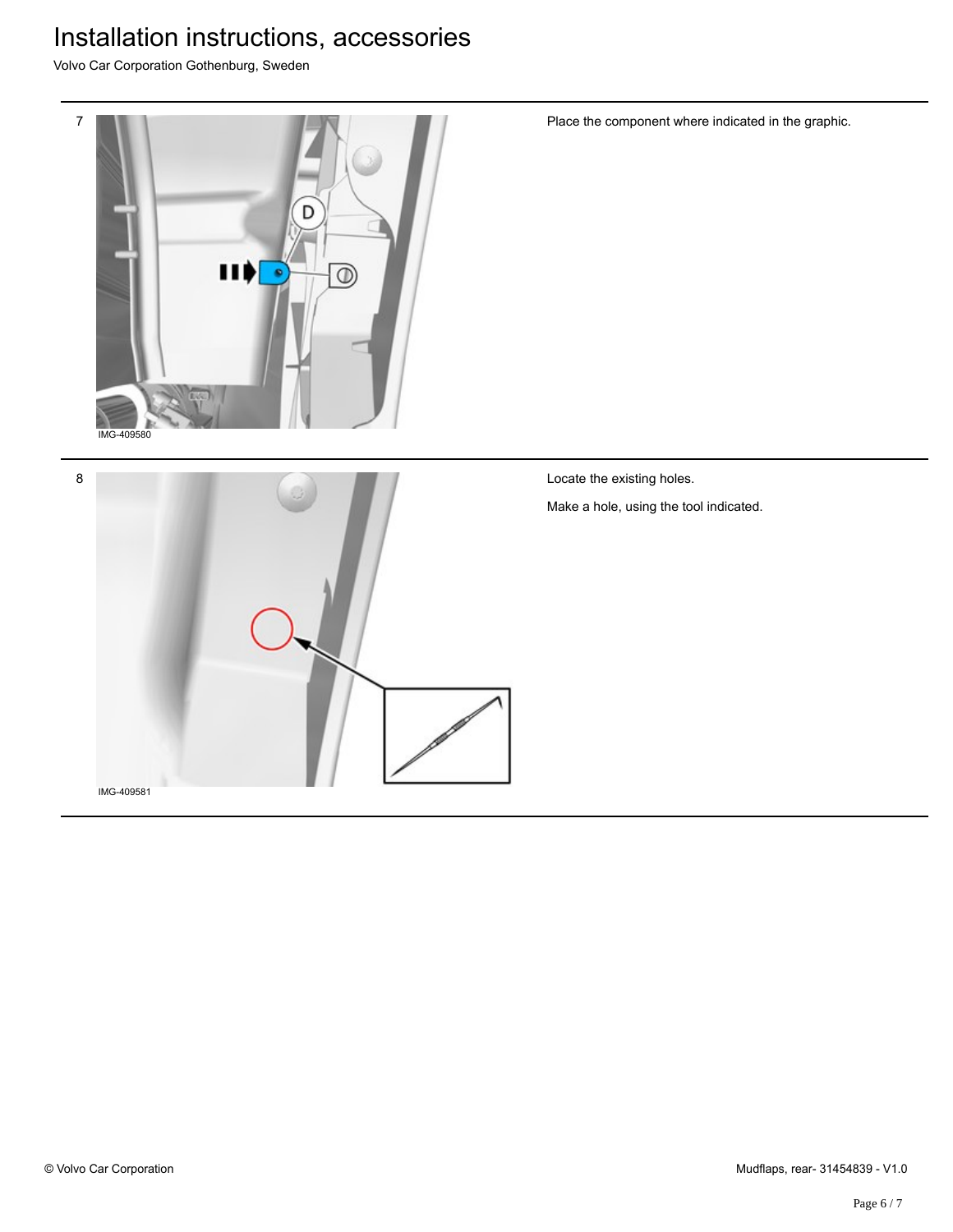7

IMG-409580

Place the component where indicated in the graphic.

8

IMG-409581

Locate the existing holes.

Make a hole, using the tool indicated.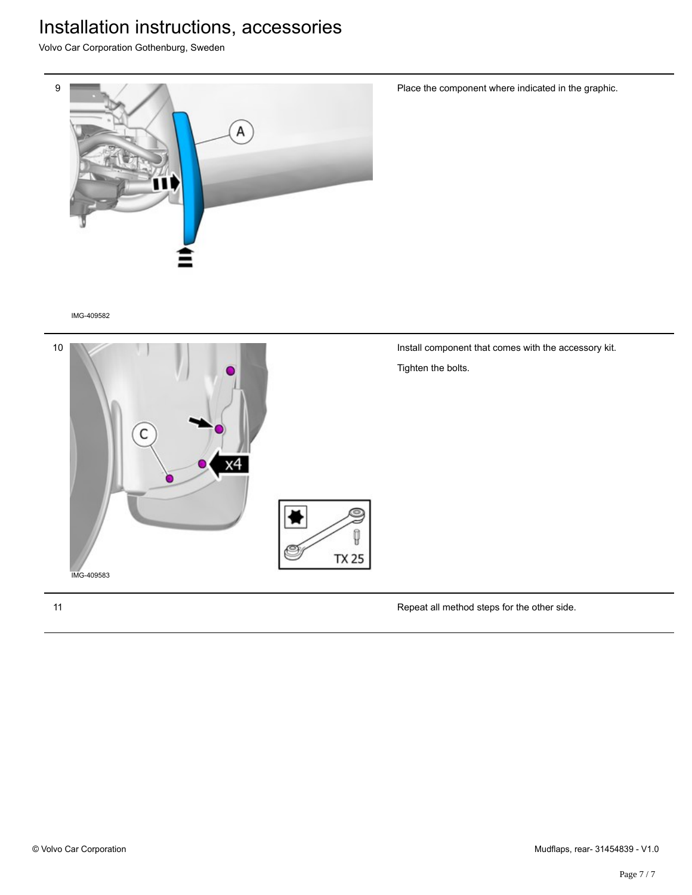| | | |
|---|---|---|
| 9 | IMG-409582 | Place the component where indicated in the graphic. |
| 10 | IMG-409583 | Install component that comes with the accessory kit.<br><br>Tighten the bolts. |
| 11 | | Repeat all method steps for the other side. |